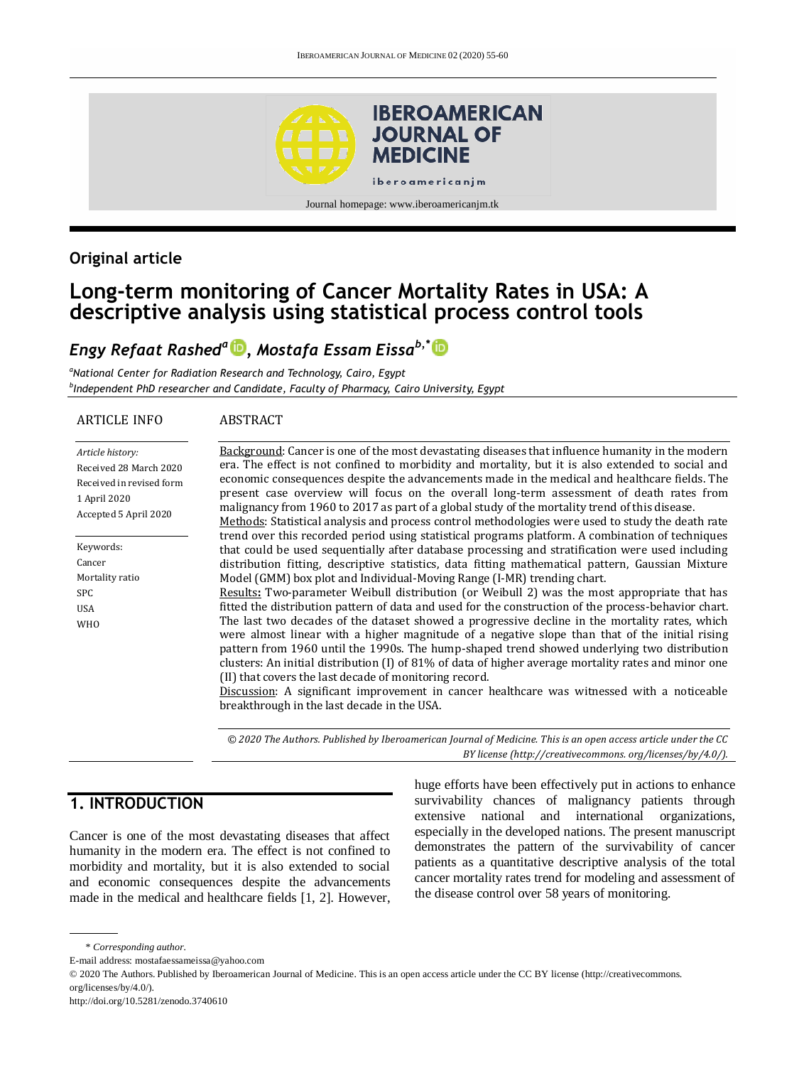Original article

# Long-term monitoring of Cancer Mortality Rates in USA: A descriptive analysis using statistical process control tools

*Engy Refaat Rashed*[a], *Mostafa Essam Eissa*[b,*]

[a]*National Center for Radiation Research and Technology, Cairo, Egypt*
[b]*Independent PhD researcher and Candidate, Faculty of Pharmacy, Cairo University, Egypt*

ARTICLE INFO

*Article history:*
Received 28 March 2020
Received in revised form 1 April 2020
Accepted 5 April 2020

Keywords:
Cancer
Mortality ratio
SPC
USA
WHO

ABSTRACT

Background: Cancer is one of the most devastating diseases that influence humanity in the modern era. The effect is not confined to morbidity and mortality, but it is also extended to social and economic consequences despite the advancements made in the medical and healthcare fields. The present case overview will focus on the overall long-term assessment of death rates from malignancy from 1960 to 2017 as part of a global study of the mortality trend of this disease.

Methods: Statistical analysis and process control methodologies were used to study the death rate trend over this recorded period using statistical programs platform. A combination of techniques that could be used sequentially after database processing and stratification were used including distribution fitting, descriptive statistics, data fitting mathematical pattern, Gaussian Mixture Model (GMM) box plot and Individual-Moving Range (I-MR) trending chart.

**Results:** Two-parameter Weibull distribution (or Weibull 2) was the most appropriate that has fitted the distribution pattern of data and used for the construction of the process-behavior chart. The last two decades of the dataset showed a progressive decline in the mortality rates, which were almost linear with a higher magnitude of a negative slope than that of the initial rising pattern from 1960 until the 1990s. The hump-shaped trend showed underlying two distribution clusters: An initial distribution (I) of 81% of data of higher average mortality rates and minor one (II) that covers the last decade of monitoring record.

Discussion: A significant improvement in cancer healthcare was witnessed with a noticeable breakthrough in the last decade in the USA.

*© 2020 The Authors. Published by Iberoamerican Journal of Medicine. This is an open access article under the CC BY license (http://creativecommons. org/licenses/by/4.0/).*

## 1. INTRODUCTION

Cancer is one of the most devastating diseases that affect humanity in the modern era. The effect is not confined to morbidity and mortality, but it is also extended to social and economic consequences despite the advancements made in the medical and healthcare fields [1, 2]. However, huge efforts have been effectively put in actions to enhance survivability chances of malignancy patients through extensive national and international organizations, especially in the developed nations. The present manuscript demonstrates the pattern of the survivability of cancer patients as a quantitative descriptive analysis of the total cancer mortality rates trend for modeling and assessment of the disease control over 58 years of monitoring.

\* *Corresponding author.*
E-mail address: mostafaessameissa@yahoo.com
© 2020 The Authors. Published by Iberoamerican Journal of Medicine. This is an open access article under the CC BY license (http://creativecommons. org/licenses/by/4.0/).
http://doi.org/10.5281/zenodo.3740610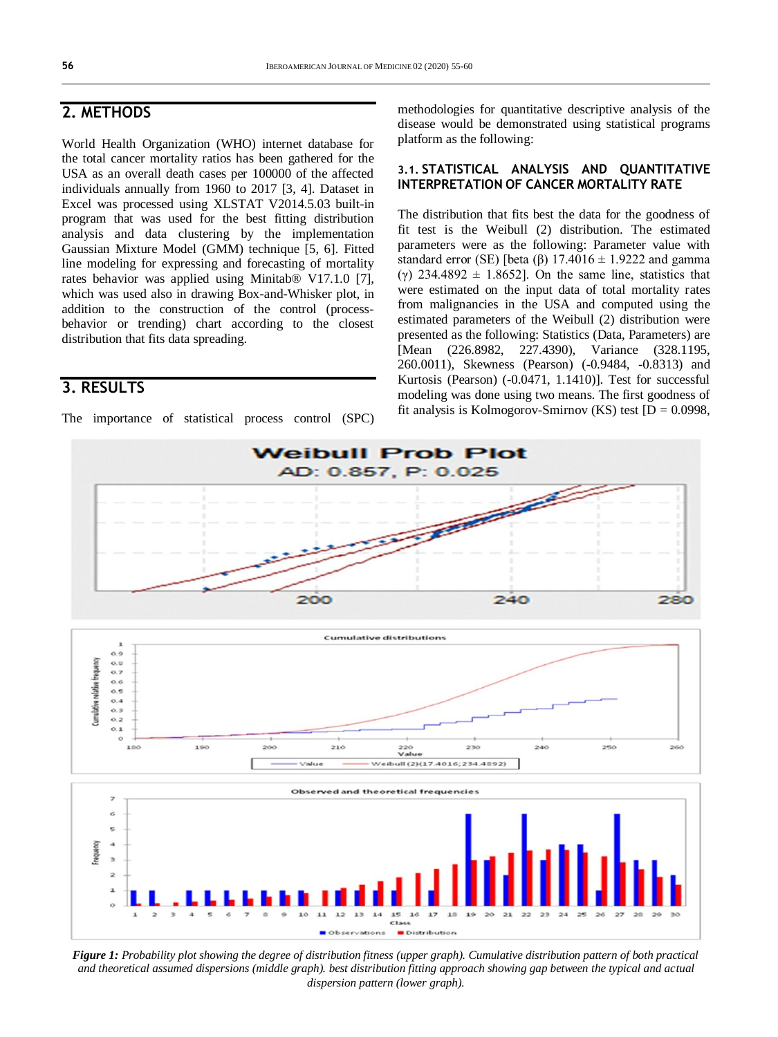## 2. METHODS

World Health Organization (WHO) internet database for the total cancer mortality ratios has been gathered for the USA as an overall death cases per 100000 of the affected individuals annually from 1960 to 2017 [3, 4]. Dataset in Excel was processed using XLSTAT V2014.5.03 built-in program that was used for the best fitting distribution analysis and data clustering by the implementation Gaussian Mixture Model (GMM) technique [5, 6]. Fitted line modeling for expressing and forecasting of mortality rates behavior was applied using Minitab® V17.1.0 [7], which was used also in drawing Box-and-Whisker plot, in addition to the construction of the control (process-behavior or trending) chart according to the closest distribution that fits data spreading.

## 3. RESULTS

The importance of statistical process control (SPC) methodologies for quantitative descriptive analysis of the disease would be demonstrated using statistical programs platform as the following:

### 3.1. STATISTICAL ANALYSIS AND QUANTITATIVE INTERPRETATION OF CANCER MORTALITY RATE

The distribution that fits best the data for the goodness of fit test is the Weibull (2) distribution. The estimated parameters were as the following: Parameter value with standard error (SE) [beta (β) 17.4016 ± 1.9222 and gamma (γ) 234.4892 ± 1.8652]. On the same line, statistics that were estimated on the input data of total mortality rates from malignancies in the USA and computed using the estimated parameters of the Weibull (2) distribution were presented as the following: Statistics (Data, Parameters) are [Mean (226.8982, 227.4390), Variance (328.1195, 260.0011), Skewness (Pearson) (-0.9484, -0.8313) and Kurtosis (Pearson) (-0.0471, 1.1410)]. Test for successful modeling was done using two means. The first goodness of fit analysis is Kolmogorov-Smirnov (KS) test [D = 0.0998,

*Figure 1: Probability plot showing the degree of distribution fitness (upper graph). Cumulative distribution pattern of both practical and theoretical assumed dispersions (middle graph). best distribution fitting approach showing gap between the typical and actual dispersion pattern (lower graph).*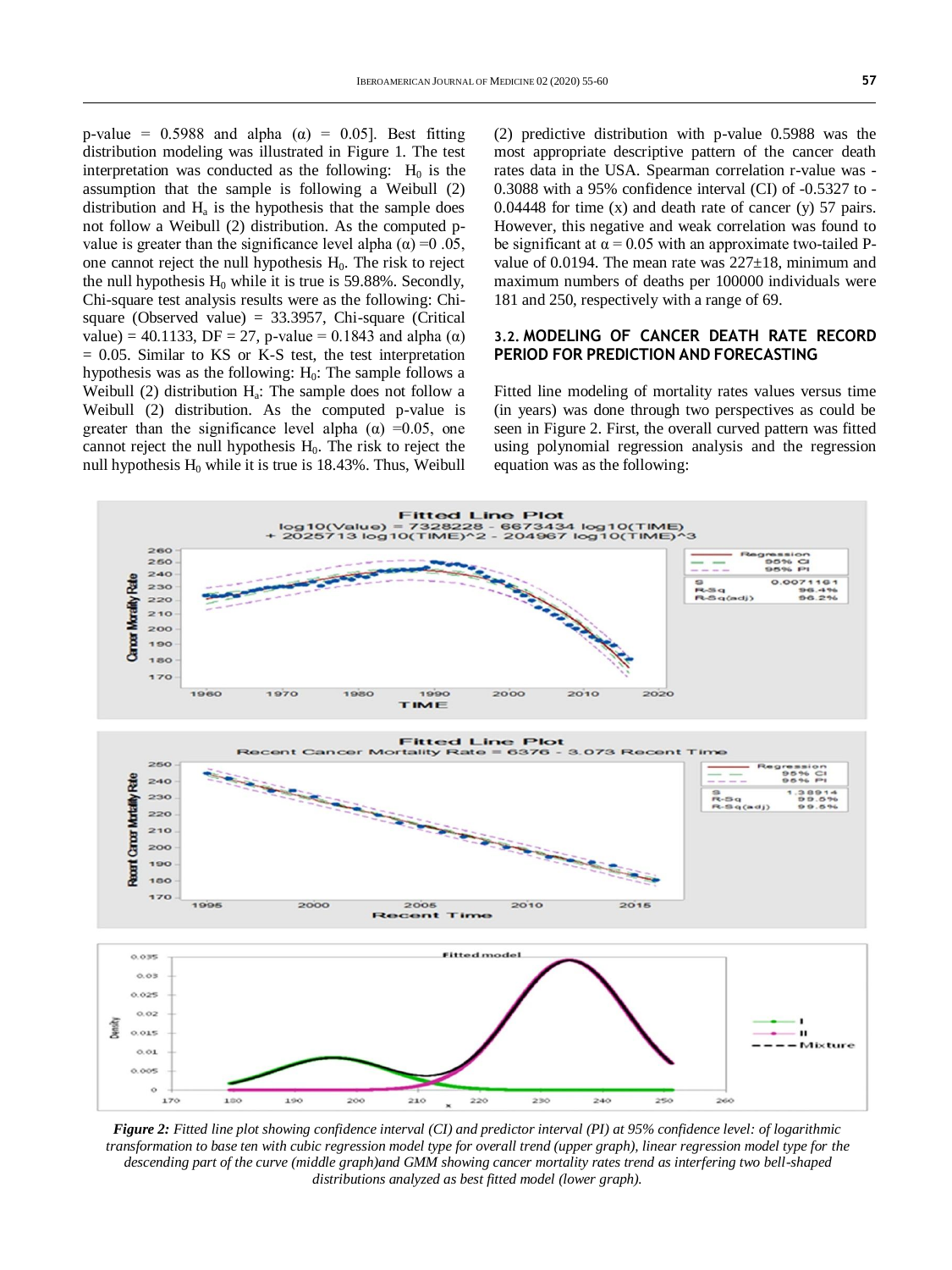p-value = 0.5988 and alpha (α) = 0.05]. Best fitting distribution modeling was illustrated in Figure 1. The test interpretation was conducted as the following: $H_0$ is the assumption that the sample is following a Weibull (2) distribution and $H_a$ is the hypothesis that the sample does not follow a Weibull (2) distribution. As the computed p-value is greater than the significance level alpha (α) =0 .05, one cannot reject the null hypothesis $H_0$. The risk to reject the null hypothesis $H_0$ while it is true is 59.88%. Secondly, Chi-square test analysis results were as the following: Chi-square (Observed value) = 33.3957, Chi-square (Critical value) = 40.1133, DF = 27, p-value = 0.1843 and alpha (α) = 0.05. Similar to KS or K-S test, the test interpretation hypothesis was as the following: $H_0$: The sample follows a Weibull (2) distribution $H_a$: The sample does not follow a Weibull (2) distribution. As the computed p-value is greater than the significance level alpha (α) =0.05, one cannot reject the null hypothesis $H_0$. The risk to reject the null hypothesis $H_0$ while it is true is 18.43%. Thus, Weibull (2) predictive distribution with p-value 0.5988 was the most appropriate descriptive pattern of the cancer death rates data in the USA. Spearman correlation r-value was -0.3088 with a 95% confidence interval (CI) of -0.5327 to -0.04448 for time (x) and death rate of cancer (y) 57 pairs. However, this negative and weak correlation was found to be significant at α = 0.05 with an approximate two-tailed P-value of 0.0194. The mean rate was 227±18, minimum and maximum numbers of deaths per 100000 individuals were 181 and 250, respectively with a range of 69.

### 3.2. MODELING OF CANCER DEATH RATE RECORD PERIOD FOR PREDICTION AND FORECASTING

Fitted line modeling of mortality rates values versus time (in years) was done through two perspectives as could be seen in Figure 2. First, the overall curved pattern was fitted using polynomial regression analysis and the regression equation was as the following:

*Figure 2: Fitted line plot showing confidence interval (CI) and predictor interval (PI) at 95% confidence level: of logarithmic transformation to base ten with cubic regression model type for overall trend (upper graph), linear regression model type for the descending part of the curve (middle graph)and GMM showing cancer mortality rates trend as interfering two bell-shaped distributions analyzed as best fitted model (lower graph).*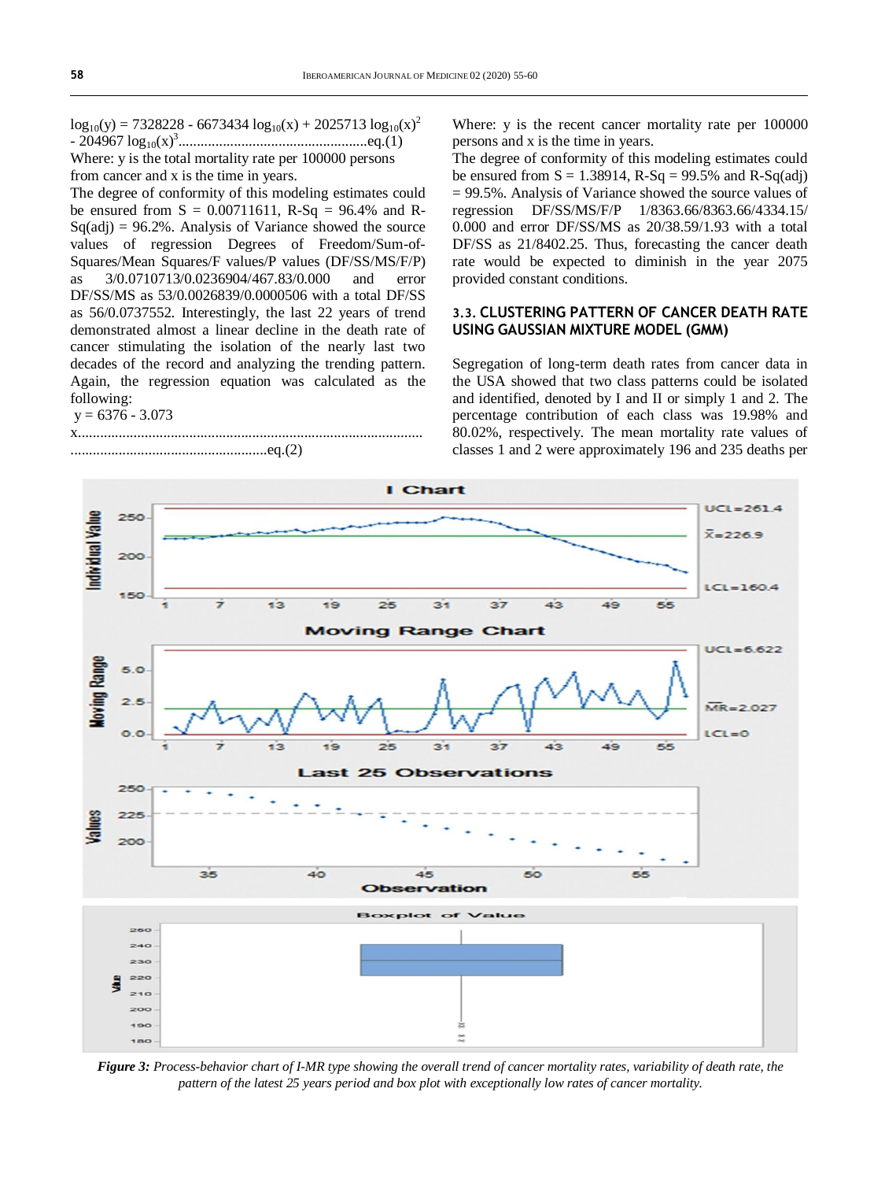$$\log_{10}(y) = 7328228 - 6673434 \log_{10}(x) + 2025713 \log_{10}(x)^2 - 204967 \log_{10}(x)^3 \quad \text{eq.(1)}$$

Where: y is the total mortality rate per 100000 persons from cancer and x is the time in years.

The degree of conformity of this modeling estimates could be ensured from S = 0.00711611, R-Sq = 96.4% and R-Sq(adj) = 96.2%. Analysis of Variance showed the source values of regression Degrees of Freedom/Sum-of-Squares/Mean Squares/F values/P values (DF/SS/MS/F/P) as 3/0.0710713/0.0236904/467.83/0.000 and error DF/SS/MS as 53/0.0026839/0.0000506 with a total DF/SS as 56/0.0737552. Interestingly, the last 22 years of trend demonstrated almost a linear decline in the death rate of cancer stimulating the isolation of the nearly last two decades of the record and analyzing the trending pattern. Again, the regression equation was calculated as the following:

$$y = 6376 - 3.073 x \quad \text{eq.(2)}$$

Where: y is the recent cancer mortality rate per 100000 persons and x is the time in years.

The degree of conformity of this modeling estimates could be ensured from S = 1.38914, R-Sq = 99.5% and R-Sq(adj) = 99.5%. Analysis of Variance showed the source values of regression DF/SS/MS/F/P 1/8363.66/8363.66/4334.15/ 0.000 and error DF/SS/MS as 20/38.59/1.93 with a total DF/SS as 21/8402.25. Thus, forecasting the cancer death rate would be expected to diminish in the year 2075 provided constant conditions.

### 3.3. CLUSTERING PATTERN OF CANCER DEATH RATE USING GAUSSIAN MIXTURE MODEL (GMM)

Segregation of long-term death rates from cancer data in the USA showed that two class patterns could be isolated and identified, denoted by I and II or simply 1 and 2. The percentage contribution of each class was 19.98% and 80.02%, respectively. The mean mortality rate values of classes 1 and 2 were approximately 196 and 235 deaths per

*Figure 3: Process-behavior chart of I-MR type showing the overall trend of cancer mortality rates, variability of death rate, the pattern of the latest 25 years period and box plot with exceptionally low rates of cancer mortality.*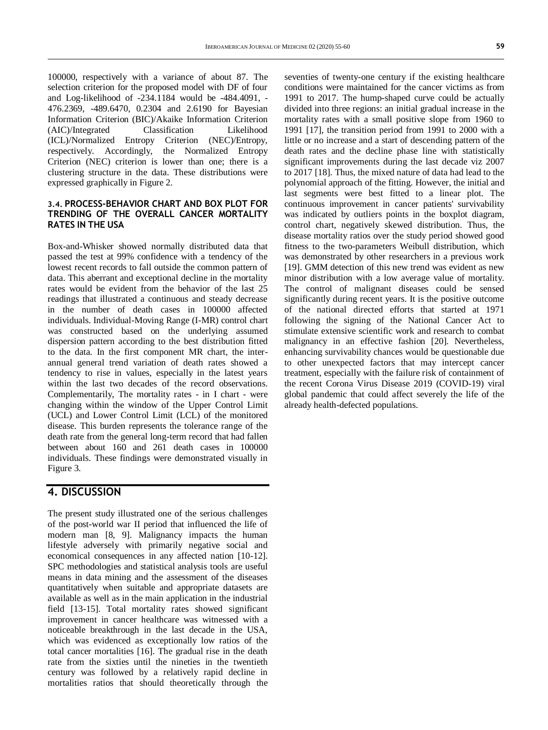100000, respectively with a variance of about 87. The selection criterion for the proposed model with DF of four and Log-likelihood of -234.1184 would be -484.4091, -476.2369, -489.6470, 0.2304 and 2.6190 for Bayesian Information Criterion (BIC)/Akaike Information Criterion (AIC)/Integrated Classification Likelihood (ICL)/Normalized Entropy Criterion (NEC)/Entropy, respectively. Accordingly, the Normalized Entropy Criterion (NEC) criterion is lower than one; there is a clustering structure in the data. These distributions were expressed graphically in Figure 2.

### 3.4. PROCESS-BEHAVIOR CHART AND BOX PLOT FOR TRENDING OF THE OVERALL CANCER MORTALITY RATES IN THE USA

Box-and-Whisker showed normally distributed data that passed the test at 99% confidence with a tendency of the lowest recent records to fall outside the common pattern of data. This aberrant and exceptional decline in the mortality rates would be evident from the behavior of the last 25 readings that illustrated a continuous and steady decrease in the number of death cases in 100000 affected individuals. Individual-Moving Range (I-MR) control chart was constructed based on the underlying assumed dispersion pattern according to the best distribution fitted to the data. In the first component MR chart, the inter-annual general trend variation of death rates showed a tendency to rise in values, especially in the latest years within the last two decades of the record observations. Complementarily, The mortality rates - in I chart - were changing within the window of the Upper Control Limit (UCL) and Lower Control Limit (LCL) of the monitored disease. This burden represents the tolerance range of the death rate from the general long-term record that had fallen between about 160 and 261 death cases in 100000 individuals. These findings were demonstrated visually in Figure 3.

## 4. DISCUSSION

The present study illustrated one of the serious challenges of the post-world war II period that influenced the life of modern man [8, 9]. Malignancy impacts the human lifestyle adversely with primarily negative social and economical consequences in any affected nation [10-12]. SPC methodologies and statistical analysis tools are useful means in data mining and the assessment of the diseases quantitatively when suitable and appropriate datasets are available as well as in the main application in the industrial field [13-15]. Total mortality rates showed significant improvement in cancer healthcare was witnessed with a noticeable breakthrough in the last decade in the USA, which was evidenced as exceptionally low ratios of the total cancer mortalities [16]. The gradual rise in the death rate from the sixties until the nineties in the twentieth century was followed by a relatively rapid decline in mortalities ratios that should theoretically through the seventies of twenty-one century if the existing healthcare conditions were maintained for the cancer victims as from 1991 to 2017. The hump-shaped curve could be actually divided into three regions: an initial gradual increase in the mortality rates with a small positive slope from 1960 to 1991 [17], the transition period from 1991 to 2000 with a little or no increase and a start of descending pattern of the death rates and the decline phase line with statistically significant improvements during the last decade viz 2007 to 2017 [18]. Thus, the mixed nature of data had lead to the polynomial approach of the fitting. However, the initial and last segments were best fitted to a linear plot. The continuous improvement in cancer patients' survivability was indicated by outliers points in the boxplot diagram, control chart, negatively skewed distribution. Thus, the disease mortality ratios over the study period showed good fitness to the two-parameters Weibull distribution, which was demonstrated by other researchers in a previous work [19]. GMM detection of this new trend was evident as new minor distribution with a low average value of mortality. The control of malignant diseases could be sensed significantly during recent years. It is the positive outcome of the national directed efforts that started at 1971 following the signing of the National Cancer Act to stimulate extensive scientific work and research to combat malignancy in an effective fashion [20]. Nevertheless, enhancing survivability chances would be questionable due to other unexpected factors that may intercept cancer treatment, especially with the failure risk of containment of the recent Corona Virus Disease 2019 (COVID-19) viral global pandemic that could affect severely the life of the already health-defected populations.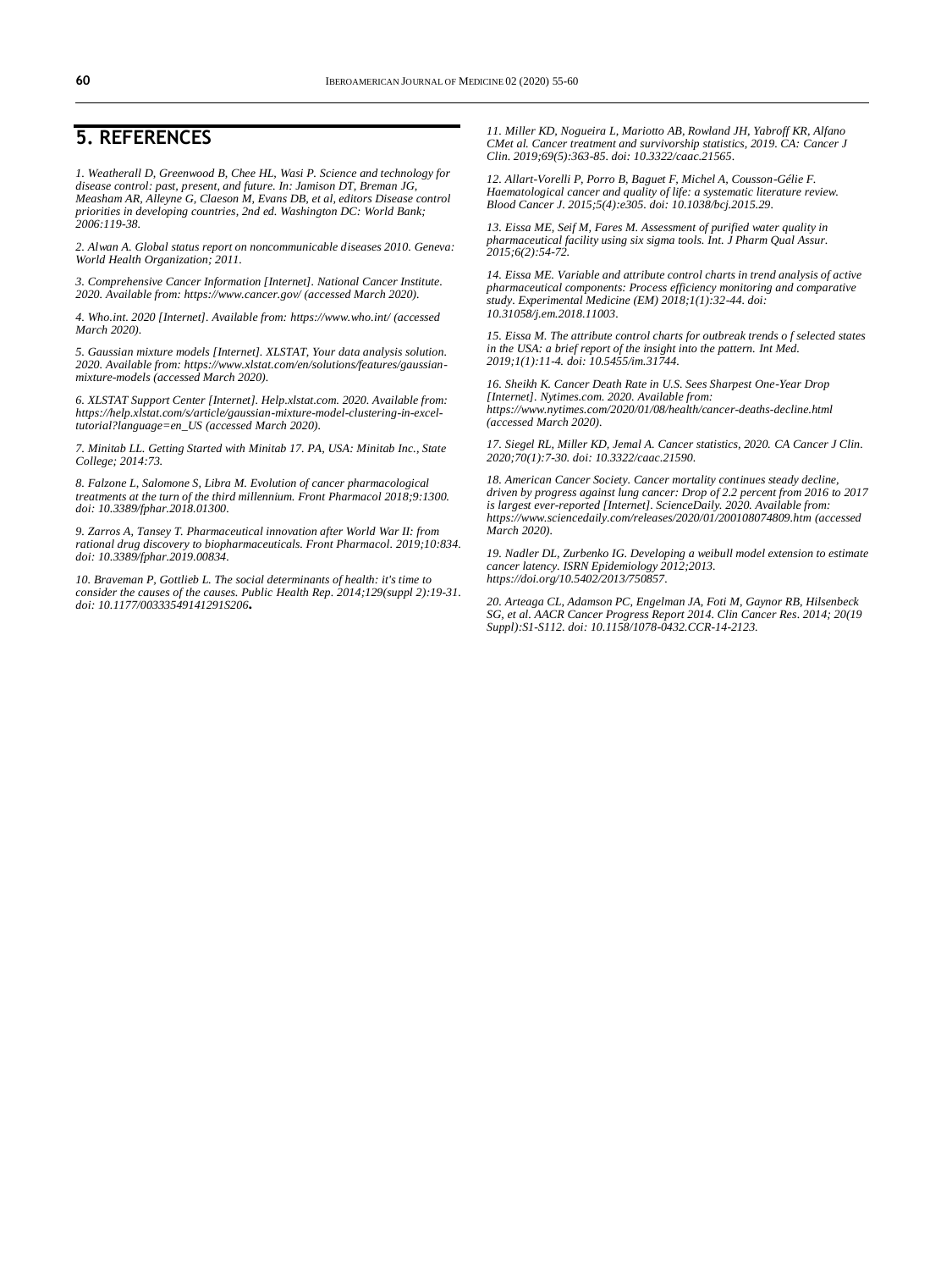## 5. REFERENCES

*1. Weatherall D, Greenwood B, Chee HL, Wasi P. Science and technology for disease control: past, present, and future. In: Jamison DT, Breman JG, Measham AR, Alleyne G, Claeson M, Evans DB, et al, editors Disease control priorities in developing countries, 2nd ed. Washington DC: World Bank; 2006:119-38.*

*2. Alwan A. Global status report on noncommunicable diseases 2010. Geneva: World Health Organization; 2011.*

*3. Comprehensive Cancer Information [Internet]. National Cancer Institute. 2020. Available from: https://www.cancer.gov/ (accessed March 2020).*

*4. Who.int. 2020 [Internet]. Available from: https://www.who.int/ (accessed March 2020).*

*5. Gaussian mixture models [Internet]. XLSTAT, Your data analysis solution. 2020. Available from: https://www.xlstat.com/en/solutions/features/gaussian-mixture-models (accessed March 2020).*

*6. XLSTAT Support Center [Internet]. Help.xlstat.com. 2020. Available from: https://help.xlstat.com/s/article/gaussian-mixture-model-clustering-in-excel-tutorial?language=en_US (accessed March 2020).*

*7. Minitab LL. Getting Started with Minitab 17. PA, USA: Minitab Inc., State College; 2014:73.*

*8. Falzone L, Salomone S, Libra M. Evolution of cancer pharmacological treatments at the turn of the third millennium. Front Pharmacol 2018;9:1300. doi: 10.3389/fphar.2018.01300.*

*9. Zarros A, Tansey T. Pharmaceutical innovation after World War II: from rational drug discovery to biopharmaceuticals. Front Pharmacol. 2019;10:834. doi: 10.3389/fphar.2019.00834.*

*10. Braveman P, Gottlieb L. The social determinants of health: it's time to consider the causes of the causes. Public Health Rep. 2014;129(suppl 2):19-31. doi: 10.1177/00333549141291S206.*

*11. Miller KD, Nogueira L, Mariotto AB, Rowland JH, Yabroff KR, Alfano CMet al. Cancer treatment and survivorship statistics, 2019. CA: Cancer J Clin. 2019;69(5):363-85. doi: 10.3322/caac.21565.*

*12. Allart-Vorelli P, Porro B, Baguet F, Michel A, Cousson-Gélie F. Haematological cancer and quality of life: a systematic literature review. Blood Cancer J. 2015;5(4):e305. doi: 10.1038/bcj.2015.29.*

*13. Eissa ME, Seif M, Fares M. Assessment of purified water quality in pharmaceutical facility using six sigma tools. Int. J Pharm Qual Assur. 2015;6(2):54-72.*

*14. Eissa ME. Variable and attribute control charts in trend analysis of active pharmaceutical components: Process efficiency monitoring and comparative study. Experimental Medicine (EM) 2018;1(1):32-44. doi: 10.31058/j.em.2018.11003.*

*15. Eissa M. The attribute control charts for outbreak trends o f selected states in the USA: a brief report of the insight into the pattern. Int Med. 2019;1(1):11-4. doi: 10.5455/im.31744.*

*16. Sheikh K. Cancer Death Rate in U.S. Sees Sharpest One-Year Drop [Internet]. Nytimes.com. 2020. Available from: https://www.nytimes.com/2020/01/08/health/cancer-deaths-decline.html (accessed March 2020).*

*17. Siegel RL, Miller KD, Jemal A. Cancer statistics, 2020. CA Cancer J Clin. 2020;70(1):7-30. doi: 10.3322/caac.21590.*

*18. American Cancer Society. Cancer mortality continues steady decline, driven by progress against lung cancer: Drop of 2.2 percent from 2016 to 2017 is largest ever-reported [Internet]. ScienceDaily. 2020. Available from: https://www.sciencedaily.com/releases/2020/01/200108074809.htm (accessed March 2020).*

*19. Nadler DL, Zurbenko IG. Developing a weibull model extension to estimate cancer latency. ISRN Epidemiology 2012;2013. https://doi.org/10.5402/2013/750857.*

*20. Arteaga CL, Adamson PC, Engelman JA, Foti M, Gaynor RB, Hilsenbeck SG, et al. AACR Cancer Progress Report 2014. Clin Cancer Res. 2014; 20(19 Suppl):S1-S112. doi: 10.1158/1078-0432.CCR-14-2123.*